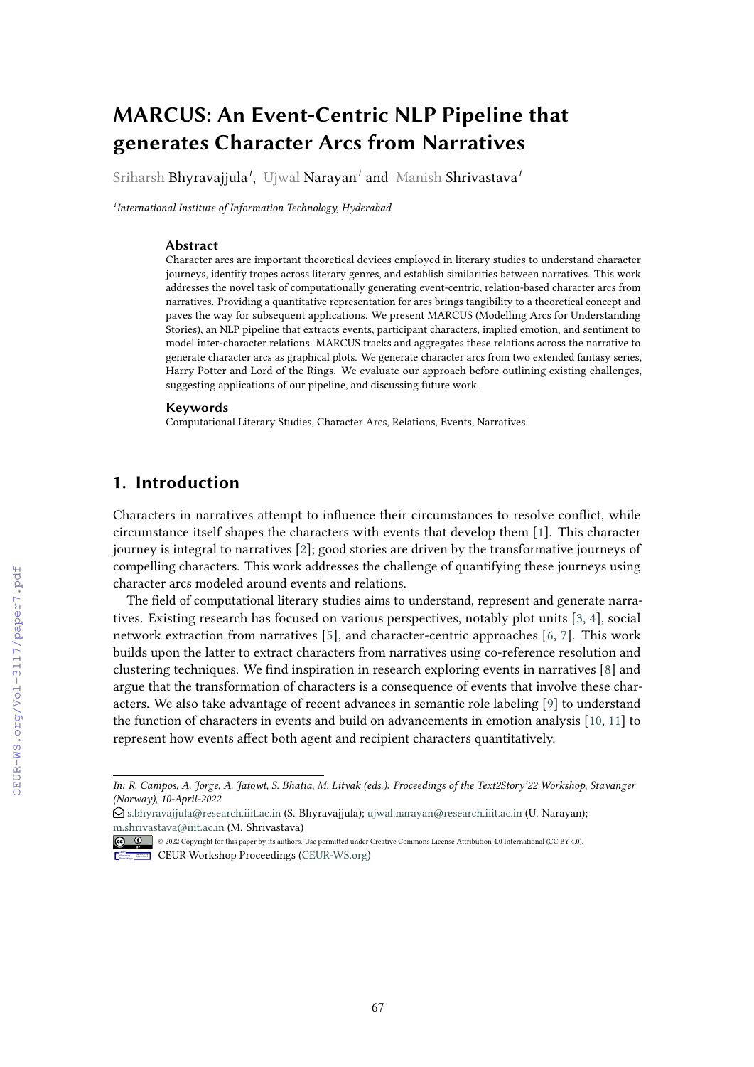# MARCUS: An Event-Centric NLP Pipeline that generates Character Arcs from Narratives

Sriharsh Bhyravajjula[1], Ujwal Narayan[1] and Manish Shrivastava[1]

[1]*International Institute of Information Technology, Hyderabad*

## Abstract

Character arcs are important theoretical devices employed in literary studies to understand character journeys, identify tropes across literary genres, and establish similarities between narratives. This work addresses the novel task of computationally generating event-centric, relation-based character arcs from narratives. Providing a quantitative representation for arcs brings tangibility to a theoretical concept and paves the way for subsequent applications. We present MARCUS (Modelling Arcs for Understanding Stories), an NLP pipeline that extracts events, participant characters, implied emotion, and sentiment to model inter-character relations. MARCUS tracks and aggregates these relations across the narrative to generate character arcs as graphical plots. We generate character arcs from two extended fantasy series, Harry Potter and Lord of the Rings. We evaluate our approach before outlining existing challenges, suggesting applications of our pipeline, and discussing future work.

## Keywords

Computational Literary Studies, Character Arcs, Relations, Events, Narratives

## 1. Introduction

Characters in narratives attempt to influence their circumstances to resolve conflict, while circumstance itself shapes the characters with events that develop them [1]. This character journey is integral to narratives [2]; good stories are driven by the transformative journeys of compelling characters. This work addresses the challenge of quantifying these journeys using character arcs modeled around events and relations.

The field of computational literary studies aims to understand, represent and generate narratives. Existing research has focused on various perspectives, notably plot units [3, 4], social network extraction from narratives [5], and character-centric approaches [6, 7]. This work builds upon the latter to extract characters from narratives using co-reference resolution and clustering techniques. We find inspiration in research exploring events in narratives [8] and argue that the transformation of characters is a consequence of events that involve these characters. We also take advantage of recent advances in semantic role labeling [9] to understand the function of characters in events and build on advancements in emotion analysis [10, 11] to represent how events affect both agent and recipient characters quantitatively.

---

*In: R. Campos, A. Jorge, A. Jatowt, S. Bhatia, M. Litvak (eds.): Proceedings of the Text2Story'22 Workshop, Stavanger (Norway), 10-April-2022*

s.bhyravajjula@research.iiit.ac.in (S. Bhyravajjula); ujwal.narayan@research.iiit.ac.in (U. Narayan); m.shrivastava@iiit.ac.in (M. Shrivastava)

© 2022 Copyright for this paper by its authors. Use permitted under Creative Commons License Attribution 4.0 International (CC BY 4.0).

CEUR Workshop Proceedings (CEUR-WS.org)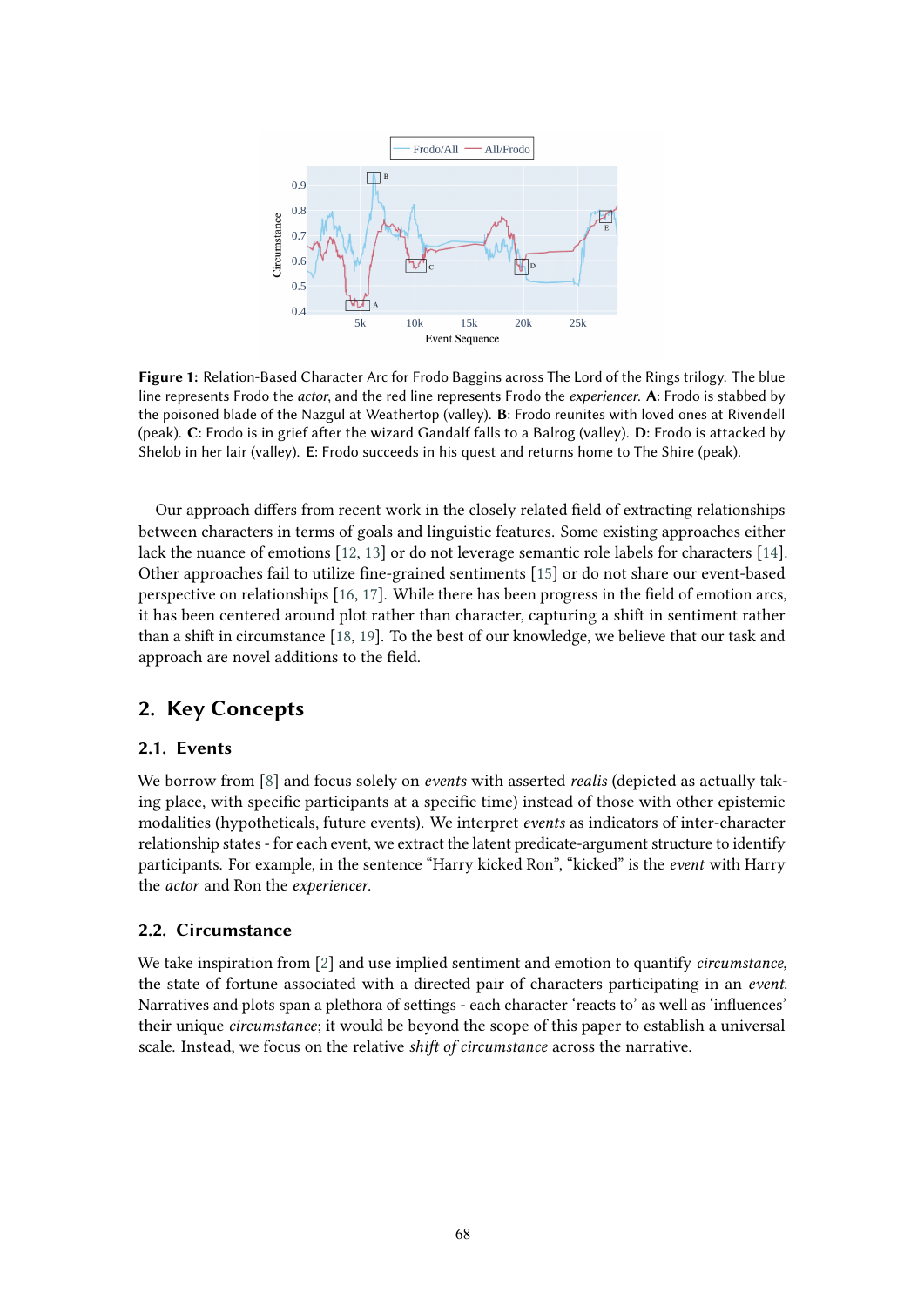**Figure 1:** Relation-Based Character Arc for Frodo Baggins across The Lord of the Rings trilogy. The blue line represents Frodo the *actor*, and the red line represents Frodo the *experiencer*. **A**: Frodo is stabbed by the poisoned blade of the Nazgul at Weathertop (valley). **B**: Frodo reunites with loved ones at Rivendell (peak). **C**: Frodo is in grief after the wizard Gandalf falls to a Balrog (valley). **D**: Frodo is attacked by Shelob in her lair (valley). **E**: Frodo succeeds in his quest and returns home to The Shire (peak).

Our approach differs from recent work in the closely related field of extracting relationships between characters in terms of goals and linguistic features. Some existing approaches either lack the nuance of emotions [12, 13] or do not leverage semantic role labels for characters [14]. Other approaches fail to utilize fine-grained sentiments [15] or do not share our event-based perspective on relationships [16, 17]. While there has been progress in the field of emotion arcs, it has been centered around plot rather than character, capturing a shift in sentiment rather than a shift in circumstance [18, 19]. To the best of our knowledge, we believe that our task and approach are novel additions to the field.

## 2. Key Concepts

### 2.1. Events

We borrow from [8] and focus solely on *events* with asserted *realis* (depicted as actually taking place, with specific participants at a specific time) instead of those with other epistemic modalities (hypotheticals, future events). We interpret *events* as indicators of inter-character relationship states - for each event, we extract the latent predicate-argument structure to identify participants. For example, in the sentence "Harry kicked Ron", "kicked" is the *event* with Harry the *actor* and Ron the *experiencer*.

### 2.2. Circumstance

We take inspiration from [2] and use implied sentiment and emotion to quantify *circumstance*, the state of fortune associated with a directed pair of characters participating in an *event*. Narratives and plots span a plethora of settings - each character 'reacts to' as well as 'influences' their unique *circumstance*; it would be beyond the scope of this paper to establish a universal scale. Instead, we focus on the relative *shift of circumstance* across the narrative.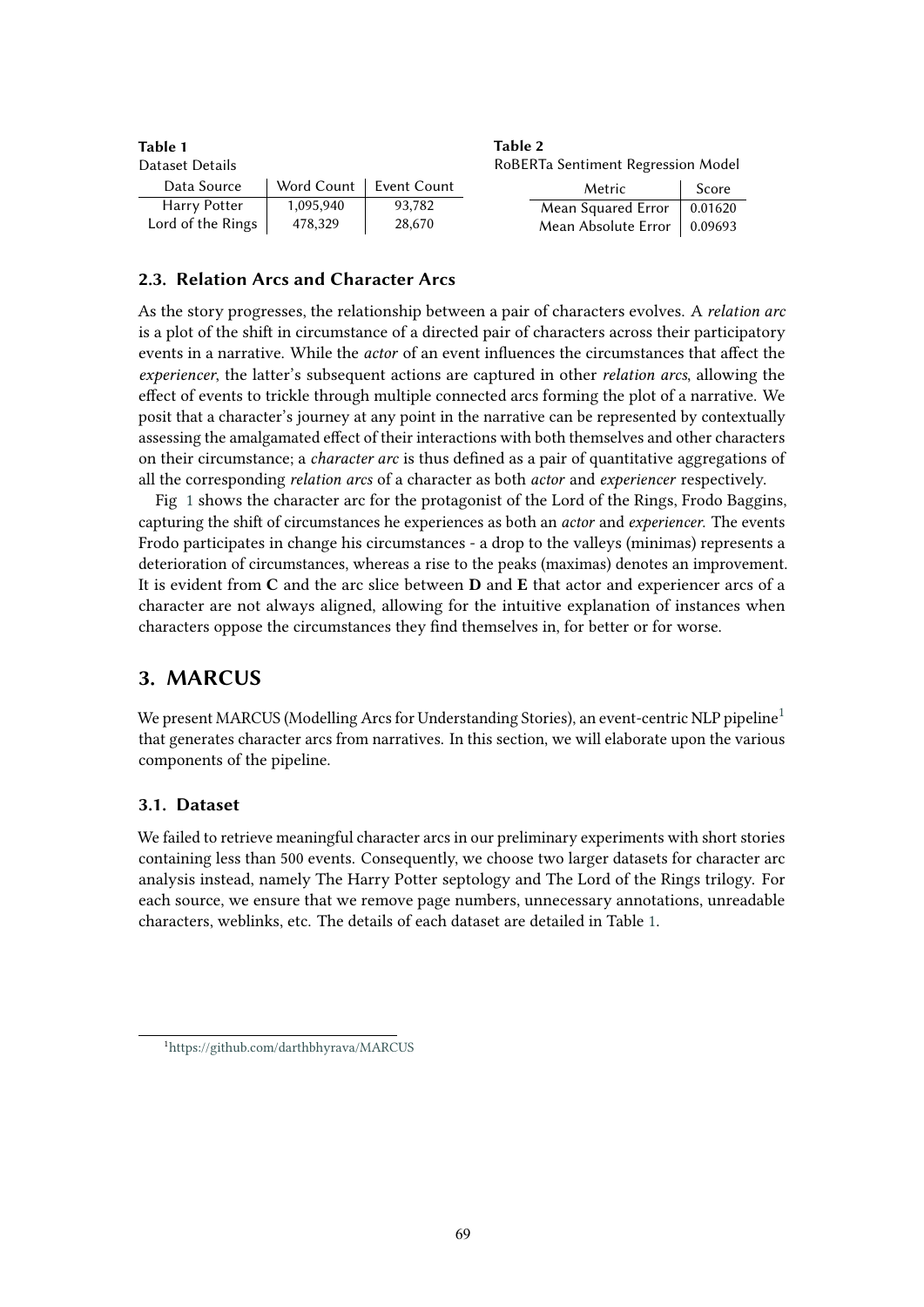**Table 1**
Dataset Details

| Data Source | Word Count | Event Count |
|---|---|---|
| Harry Potter | 1,095,940 | 93,782 |
| Lord of the Rings | 478,329 | 28,670 |

**Table 2**
RoBERTa Sentiment Regression Model

| Metric | Score |
|---|---|
| Mean Squared Error | 0.01620 |
| Mean Absolute Error | 0.09693 |

### 2.3. Relation Arcs and Character Arcs

As the story progresses, the relationship between a pair of characters evolves. A *relation arc* is a plot of the shift in circumstance of a directed pair of characters across their participatory events in a narrative. While the *actor* of an event influences the circumstances that affect the *experiencer*, the latter's subsequent actions are captured in other *relation arcs*, allowing the effect of events to trickle through multiple connected arcs forming the plot of a narrative. We posit that a character's journey at any point in the narrative can be represented by contextually assessing the amalgamated effect of their interactions with both themselves and other characters on their circumstance; a *character arc* is thus defined as a pair of quantitative aggregations of all the corresponding *relation arcs* of a character as both *actor* and *experiencer* respectively.

Fig 1 shows the character arc for the protagonist of the Lord of the Rings, Frodo Baggins, capturing the shift of circumstances he experiences as both an *actor* and *experiencer*. The events Frodo participates in change his circumstances - a drop to the valleys (minimas) represents a deterioration of circumstances, whereas a rise to the peaks (maximas) denotes an improvement. It is evident from **C** and the arc slice between **D** and **E** that actor and experiencer arcs of a character are not always aligned, allowing for the intuitive explanation of instances when characters oppose the circumstances they find themselves in, for better or for worse.

## 3. MARCUS

We present MARCUS (Modelling Arcs for Understanding Stories), an event-centric NLP pipeline[1] that generates character arcs from narratives. In this section, we will elaborate upon the various components of the pipeline.

### 3.1. Dataset

We failed to retrieve meaningful character arcs in our preliminary experiments with short stories containing less than 500 events. Consequently, we choose two larger datasets for character arc analysis instead, namely The Harry Potter septology and The Lord of the Rings trilogy. For each source, we ensure that we remove page numbers, unnecessary annotations, unreadable characters, weblinks, etc. The details of each dataset are detailed in Table 1.

[1] https://github.com/darthbhyrava/MARCUS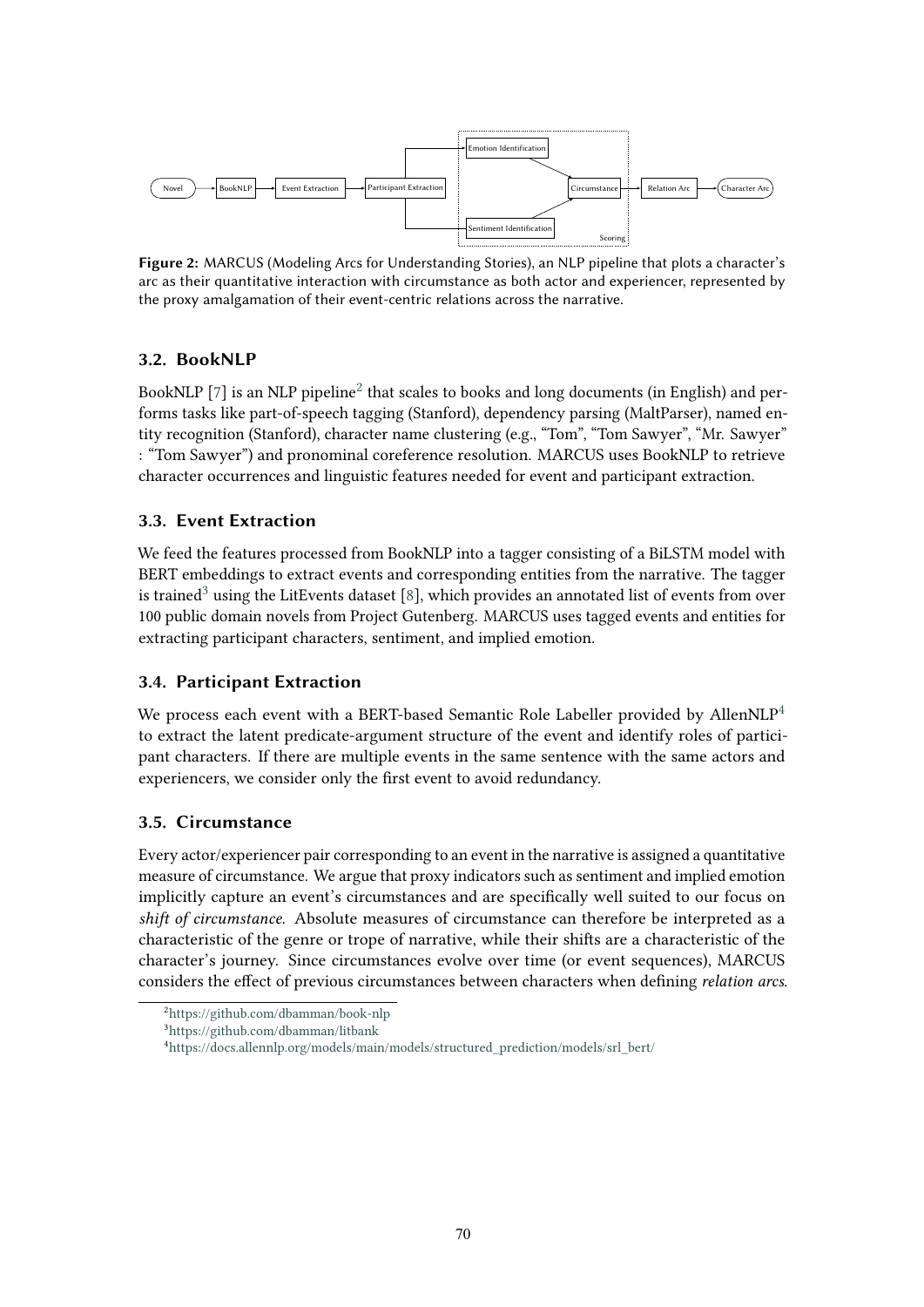**Figure 2:** MARCUS (Modeling Arcs for Understanding Stories), an NLP pipeline that plots a character's arc as their quantitative interaction with circumstance as both actor and experiencer, represented by the proxy amalgamation of their event-centric relations across the narrative.

### 3.2. BookNLP

BookNLP [7] is an NLP pipeline[2] that scales to books and long documents (in English) and performs tasks like part-of-speech tagging (Stanford), dependency parsing (MaltParser), named entity recognition (Stanford), character name clustering (e.g., "Tom", "Tom Sawyer", "Mr. Sawyer" : "Tom Sawyer") and pronominal coreference resolution. MARCUS uses BookNLP to retrieve character occurrences and linguistic features needed for event and participant extraction.

### 3.3. Event Extraction

We feed the features processed from BookNLP into a tagger consisting of a BiLSTM model with BERT embeddings to extract events and corresponding entities from the narrative. The tagger is trained[3] using the LitEvents dataset [8], which provides an annotated list of events from over 100 public domain novels from Project Gutenberg. MARCUS uses tagged events and entities for extracting participant characters, sentiment, and implied emotion.

### 3.4. Participant Extraction

We process each event with a BERT-based Semantic Role Labeller provided by AllenNLP[4] to extract the latent predicate-argument structure of the event and identify roles of participant characters. If there are multiple events in the same sentence with the same actors and experiencers, we consider only the first event to avoid redundancy.

### 3.5. Circumstance

Every actor/experiencer pair corresponding to an event in the narrative is assigned a quantitative measure of circumstance. We argue that proxy indicators such as sentiment and implied emotion implicitly capture an event's circumstances and are specifically well suited to our focus on *shift of circumstance*. Absolute measures of circumstance can therefore be interpreted as a characteristic of the genre or trope of narrative, while their shifts are a characteristic of the character's journey. Since circumstances evolve over time (or event sequences), MARCUS considers the effect of previous circumstances between characters when defining *relation arcs*.

[2] https://github.com/dbamman/book-nlp

[3] https://github.com/dbamman/litbank

[4] https://docs.allennlp.org/models/main/models/structured_prediction/models/srl_bert/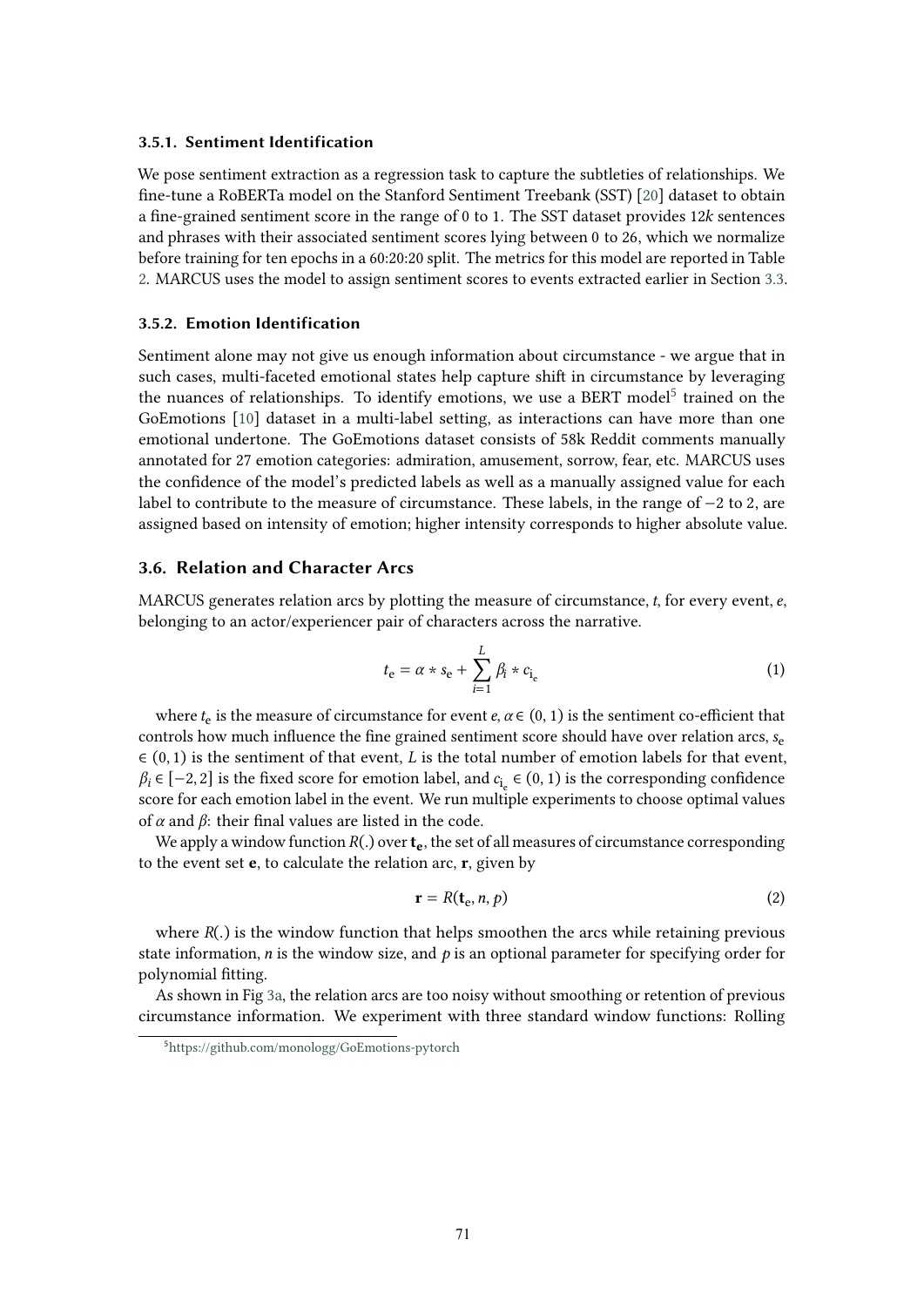### 3.5.1. Sentiment Identification

We pose sentiment extraction as a regression task to capture the subtleties of relationships. We fine-tune a RoBERTa model on the Stanford Sentiment Treebank (SST) [20] dataset to obtain a fine-grained sentiment score in the range of 0 to 1. The SST dataset provides $12k$ sentences and phrases with their associated sentiment scores lying between 0 to 26, which we normalize before training for ten epochs in a 60:20:20 split. The metrics for this model are reported in Table 2. MARCUS uses the model to assign sentiment scores to events extracted earlier in Section 3.3.

### 3.5.2. Emotion Identification

Sentiment alone may not give us enough information about circumstance - we argue that in such cases, multi-faceted emotional states help capture shift in circumstance by leveraging the nuances of relationships. To identify emotions, we use a BERT model[5] trained on the GoEmotions [10] dataset in a multi-label setting, as interactions can have more than one emotional undertone. The GoEmotions dataset consists of 58k Reddit comments manually annotated for 27 emotion categories: admiration, amusement, sorrow, fear, etc. MARCUS uses the confidence of the model's predicted labels as well as a manually assigned value for each label to contribute to the measure of circumstance. These labels, in the range of $-2$ to 2, are assigned based on intensity of emotion; higher intensity corresponds to higher absolute value.

## 3.6. Relation and Character Arcs

MARCUS generates relation arcs by plotting the measure of circumstance, $t$, for every event, $e$, belonging to an actor/experiencer pair of characters across the narrative.

$$t_e = \alpha * s_e + \sum_{i=1}^{L} \beta_i * c_{i_e} \tag{1}$$

where $t_e$ is the measure of circumstance for event $e$, $\alpha \in (0,1)$ is the sentiment co-efficient that controls how much influence the fine grained sentiment score should have over relation arcs, $s_e \in (0,1)$ is the sentiment of that event, $L$ is the total number of emotion labels for that event, $\beta_i \in [-2,2]$ is the fixed score for emotion label, and $c_{i_e} \in (0,1)$ is the corresponding confidence score for each emotion label in the event. We run multiple experiments to choose optimal values of $\alpha$ and $\beta$: their final values are listed in the code.

We apply a window function $R(.)$ over $\mathbf{t_e}$, the set of all measures of circumstance corresponding to the event set $\mathbf{e}$, to calculate the relation arc, $\mathbf{r}$, given by

$$\mathbf{r} = R(\mathbf{t}_e, n, p) \tag{2}$$

where $R(.)$ is the window function that helps smoothen the arcs while retaining previous state information, $n$ is the window size, and $p$ is an optional parameter for specifying order for polynomial fitting.

As shown in Fig 3a, the relation arcs are too noisy without smoothing or retention of previous circumstance information. We experiment with three standard window functions: Rolling

[5] https://github.com/monologg/GoEmotions-pytorch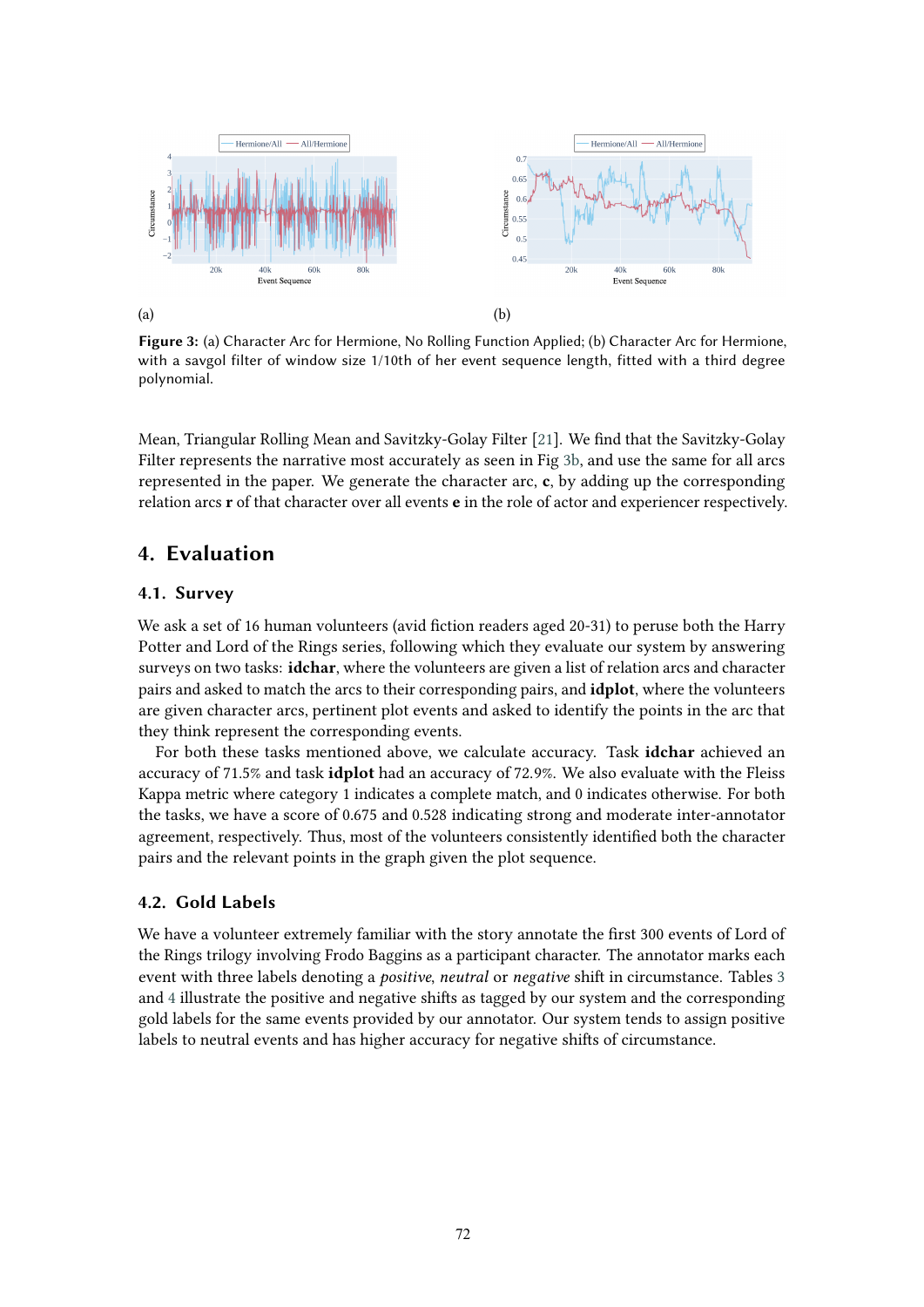(a)

(b)

**Figure 3:** (a) Character Arc for Hermione, No Rolling Function Applied; (b) Character Arc for Hermione, with a savgol filter of window size 1/10th of her event sequence length, fitted with a third degree polynomial.

Mean, Triangular Rolling Mean and Savitzky-Golay Filter [21]. We find that the Savitzky-Golay Filter represents the narrative most accurately as seen in Fig 3b, and use the same for all arcs represented in the paper. We generate the character arc, **c**, by adding up the corresponding relation arcs **r** of that character over all events **e** in the role of actor and experiencer respectively.

## 4. Evaluation

### 4.1. Survey

We ask a set of 16 human volunteers (avid fiction readers aged 20-31) to peruse both the Harry Potter and Lord of the Rings series, following which they evaluate our system by answering surveys on two tasks: **idchar**, where the volunteers are given a list of relation arcs and character pairs and asked to match the arcs to their corresponding pairs, and **idplot**, where the volunteers are given character arcs, pertinent plot events and asked to identify the points in the arc that they think represent the corresponding events.

For both these tasks mentioned above, we calculate accuracy. Task **idchar** achieved an accuracy of 71.5% and task **idplot** had an accuracy of 72.9%. We also evaluate with the Fleiss Kappa metric where category 1 indicates a complete match, and 0 indicates otherwise. For both the tasks, we have a score of 0.675 and 0.528 indicating strong and moderate inter-annotator agreement, respectively. Thus, most of the volunteers consistently identified both the character pairs and the relevant points in the graph given the plot sequence.

### 4.2. Gold Labels

We have a volunteer extremely familiar with the story annotate the first 300 events of Lord of the Rings trilogy involving Frodo Baggins as a participant character. The annotator marks each event with three labels denoting a *positive*, *neutral* or *negative* shift in circumstance. Tables 3 and 4 illustrate the positive and negative shifts as tagged by our system and the corresponding gold labels for the same events provided by our annotator. Our system tends to assign positive labels to neutral events and has higher accuracy for negative shifts of circumstance.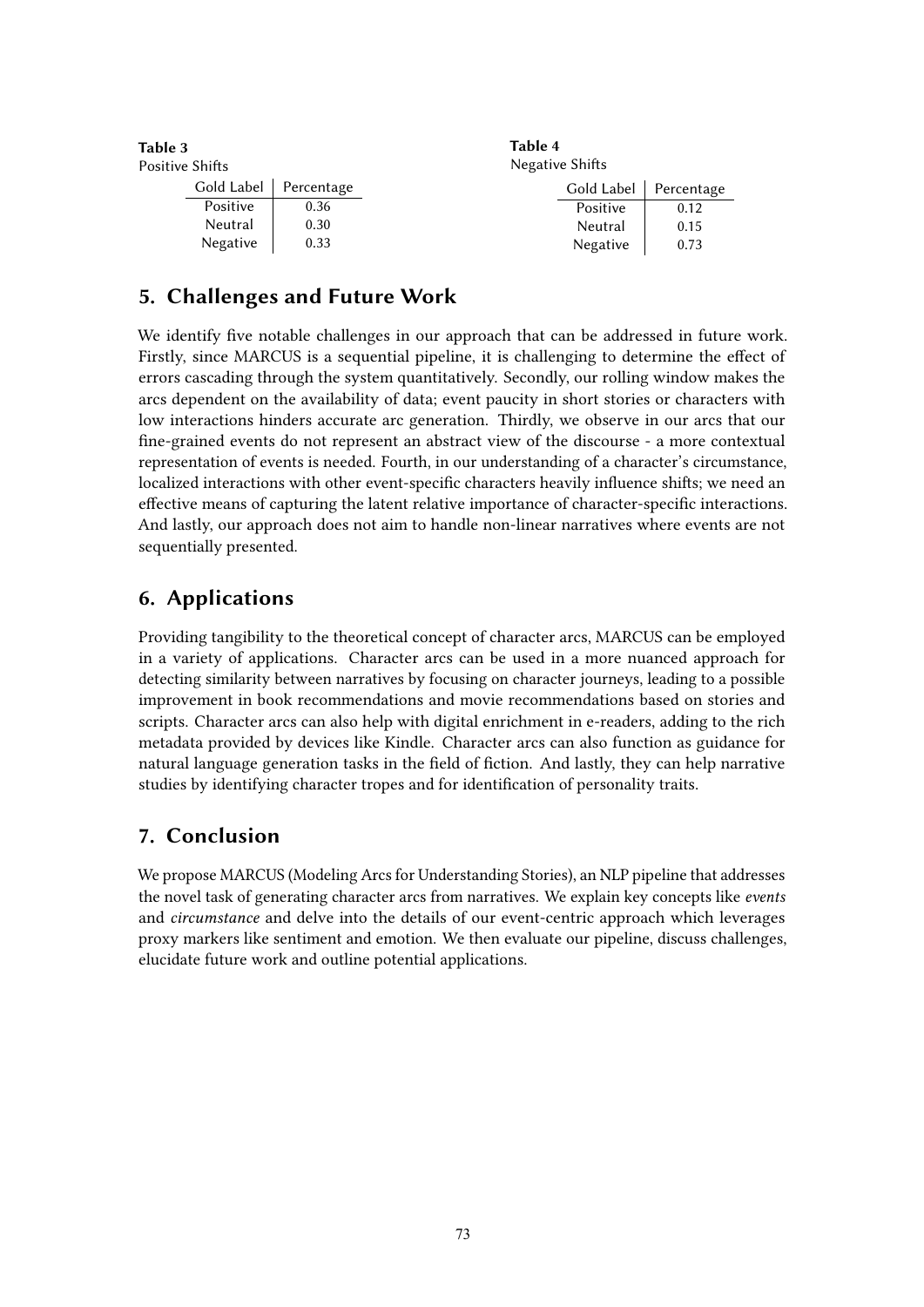**Table 3**
Positive Shifts

| Gold Label | Percentage |
|---|---|
| Positive | 0.36 |
| Neutral | 0.30 |
| Negative | 0.33 |

**Table 4**
Negative Shifts

| Gold Label | Percentage |
|---|---|
| Positive | 0.12 |
| Neutral | 0.15 |
| Negative | 0.73 |

## 5. Challenges and Future Work

We identify five notable challenges in our approach that can be addressed in future work. Firstly, since MARCUS is a sequential pipeline, it is challenging to determine the effect of errors cascading through the system quantitatively. Secondly, our rolling window makes the arcs dependent on the availability of data; event paucity in short stories or characters with low interactions hinders accurate arc generation. Thirdly, we observe in our arcs that our fine-grained events do not represent an abstract view of the discourse - a more contextual representation of events is needed. Fourth, in our understanding of a character's circumstance, localized interactions with other event-specific characters heavily influence shifts; we need an effective means of capturing the latent relative importance of character-specific interactions. And lastly, our approach does not aim to handle non-linear narratives where events are not sequentially presented.

## 6. Applications

Providing tangibility to the theoretical concept of character arcs, MARCUS can be employed in a variety of applications. Character arcs can be used in a more nuanced approach for detecting similarity between narratives by focusing on character journeys, leading to a possible improvement in book recommendations and movie recommendations based on stories and scripts. Character arcs can also help with digital enrichment in e-readers, adding to the rich metadata provided by devices like Kindle. Character arcs can also function as guidance for natural language generation tasks in the field of fiction. And lastly, they can help narrative studies by identifying character tropes and for identification of personality traits.

## 7. Conclusion

We propose MARCUS (Modeling Arcs for Understanding Stories), an NLP pipeline that addresses the novel task of generating character arcs from narratives. We explain key concepts like *events* and *circumstance* and delve into the details of our event-centric approach which leverages proxy markers like sentiment and emotion. We then evaluate our pipeline, discuss challenges, elucidate future work and outline potential applications.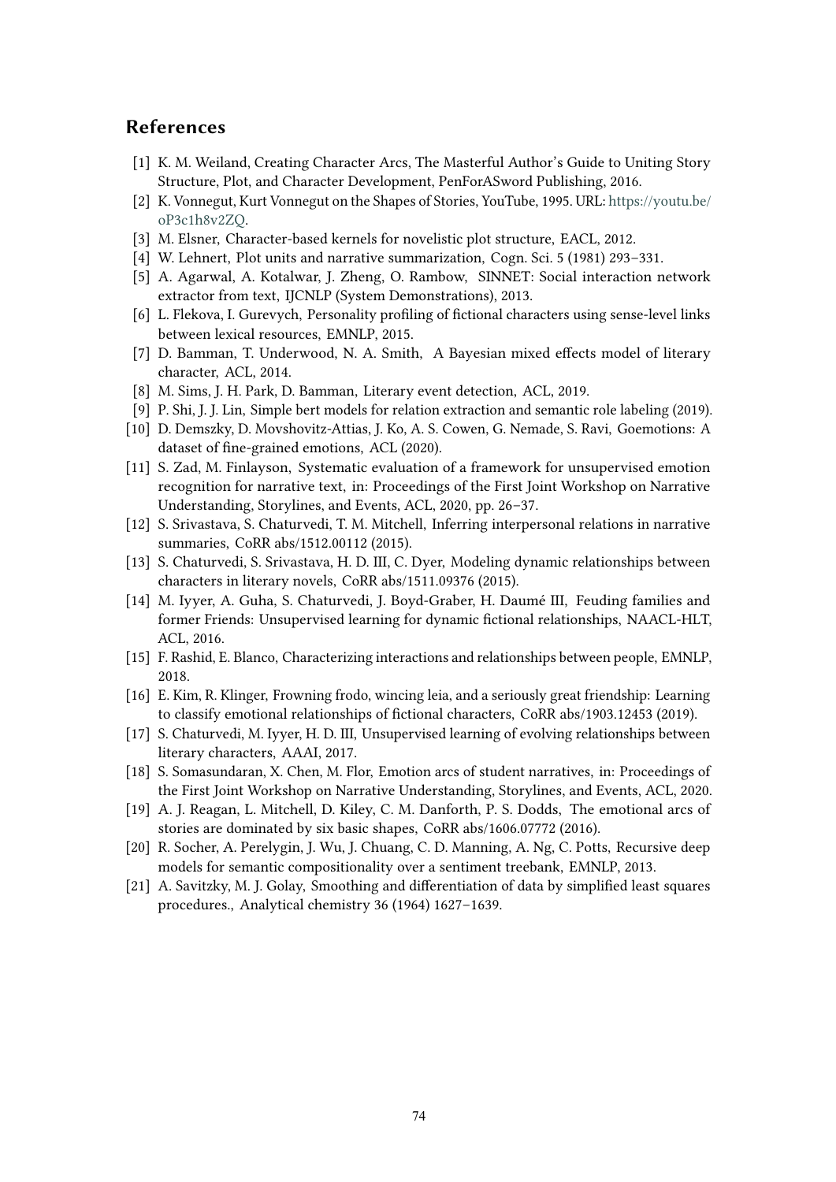## References

[1] K. M. Weiland, Creating Character Arcs, The Masterful Author's Guide to Uniting Story Structure, Plot, and Character Development, PenForASword Publishing, 2016.

[2] K. Vonnegut, Kurt Vonnegut on the Shapes of Stories, YouTube, 1995. URL: https://youtu.be/oP3c1h8v2ZQ.

[3] M. Elsner, Character-based kernels for novelistic plot structure, EACL, 2012.

[4] W. Lehnert, Plot units and narrative summarization, Cogn. Sci. 5 (1981) 293–331.

[5] A. Agarwal, A. Kotalwar, J. Zheng, O. Rambow, SINNET: Social interaction network extractor from text, IJCNLP (System Demonstrations), 2013.

[6] L. Flekova, I. Gurevych, Personality profiling of fictional characters using sense-level links between lexical resources, EMNLP, 2015.

[7] D. Bamman, T. Underwood, N. A. Smith, A Bayesian mixed effects model of literary character, ACL, 2014.

[8] M. Sims, J. H. Park, D. Bamman, Literary event detection, ACL, 2019.

[9] P. Shi, J. J. Lin, Simple bert models for relation extraction and semantic role labeling (2019).

[10] D. Demszky, D. Movshovitz-Attias, J. Ko, A. S. Cowen, G. Nemade, S. Ravi, Goemotions: A dataset of fine-grained emotions, ACL (2020).

[11] S. Zad, M. Finlayson, Systematic evaluation of a framework for unsupervised emotion recognition for narrative text, in: Proceedings of the First Joint Workshop on Narrative Understanding, Storylines, and Events, ACL, 2020, pp. 26–37.

[12] S. Srivastava, S. Chaturvedi, T. M. Mitchell, Inferring interpersonal relations in narrative summaries, CoRR abs/1512.00112 (2015).

[13] S. Chaturvedi, S. Srivastava, H. D. III, C. Dyer, Modeling dynamic relationships between characters in literary novels, CoRR abs/1511.09376 (2015).

[14] M. Iyyer, A. Guha, S. Chaturvedi, J. Boyd-Graber, H. Daumé III, Feuding families and former Friends: Unsupervised learning for dynamic fictional relationships, NAACL-HLT, ACL, 2016.

[15] F. Rashid, E. Blanco, Characterizing interactions and relationships between people, EMNLP, 2018.

[16] E. Kim, R. Klinger, Frowning frodo, wincing leia, and a seriously great friendship: Learning to classify emotional relationships of fictional characters, CoRR abs/1903.12453 (2019).

[17] S. Chaturvedi, M. Iyyer, H. D. III, Unsupervised learning of evolving relationships between literary characters, AAAI, 2017.

[18] S. Somasundaran, X. Chen, M. Flor, Emotion arcs of student narratives, in: Proceedings of the First Joint Workshop on Narrative Understanding, Storylines, and Events, ACL, 2020.

[19] A. J. Reagan, L. Mitchell, D. Kiley, C. M. Danforth, P. S. Dodds, The emotional arcs of stories are dominated by six basic shapes, CoRR abs/1606.07772 (2016).

[20] R. Socher, A. Perelygin, J. Wu, J. Chuang, C. D. Manning, A. Ng, C. Potts, Recursive deep models for semantic compositionality over a sentiment treebank, EMNLP, 2013.

[21] A. Savitzky, M. J. Golay, Smoothing and differentiation of data by simplified least squares procedures., Analytical chemistry 36 (1964) 1627–1639.